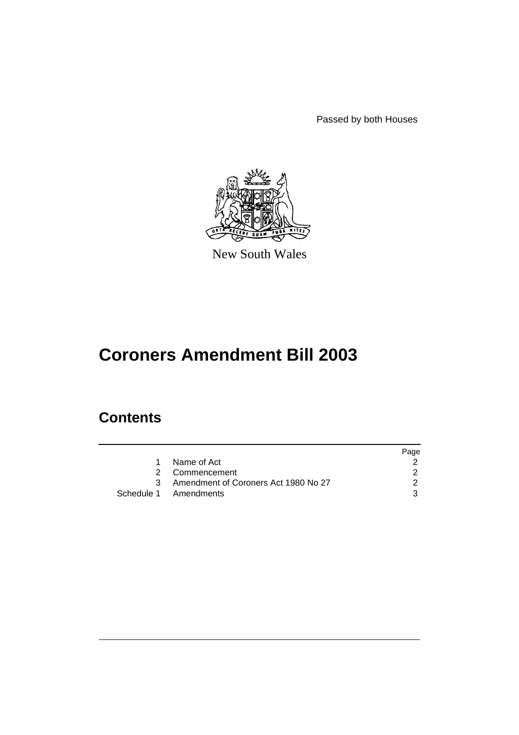Passed by both Houses

New South Wales

# Coroners Amendment Bill 2003

## Contents

| | | Page |
|---|---|---|
| 1 | Name of Act | 2 |
| 2 | Commencement | 2 |
| 3 | Amendment of Coroners Act 1980 No 27 | 2 |
| Schedule 1 | Amendments | 3 |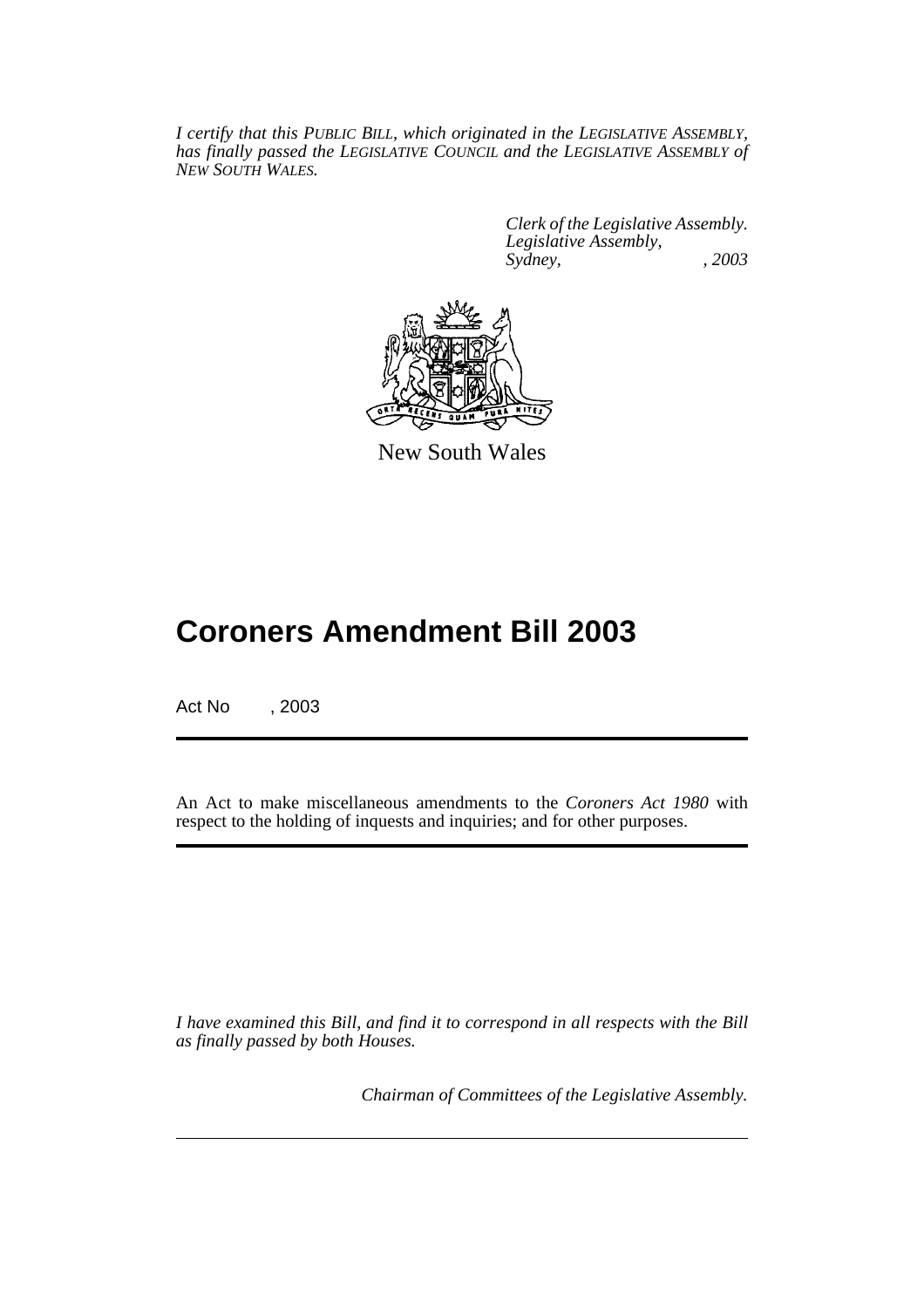*I certify that this PUBLIC BILL, which originated in the LEGISLATIVE ASSEMBLY, has finally passed the LEGISLATIVE COUNCIL and the LEGISLATIVE ASSEMBLY of NEW SOUTH WALES.*

*Clerk of the Legislative Assembly.*
*Legislative Assembly,*
*Sydney, , 2003*

New South Wales

# Coroners Amendment Bill 2003

Act No , 2003

An Act to make miscellaneous amendments to the *Coroners Act 1980* with respect to the holding of inquests and inquiries; and for other purposes.

*I have examined this Bill, and find it to correspond in all respects with the Bill as finally passed by both Houses.*

*Chairman of Committees of the Legislative Assembly.*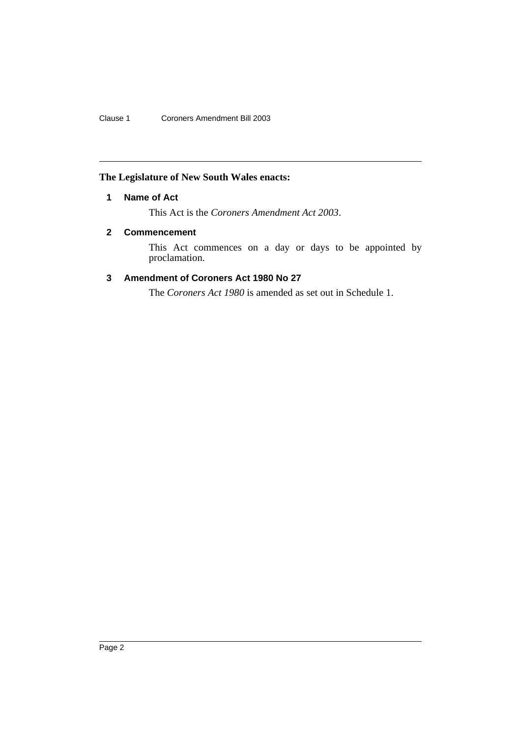**The Legislature of New South Wales enacts:**

### 1 Name of Act

This Act is the *Coroners Amendment Act 2003*.

### 2 Commencement

This Act commences on a day or days to be appointed by proclamation.

### 3 Amendment of Coroners Act 1980 No 27

The *Coroners Act 1980* is amended as set out in Schedule 1.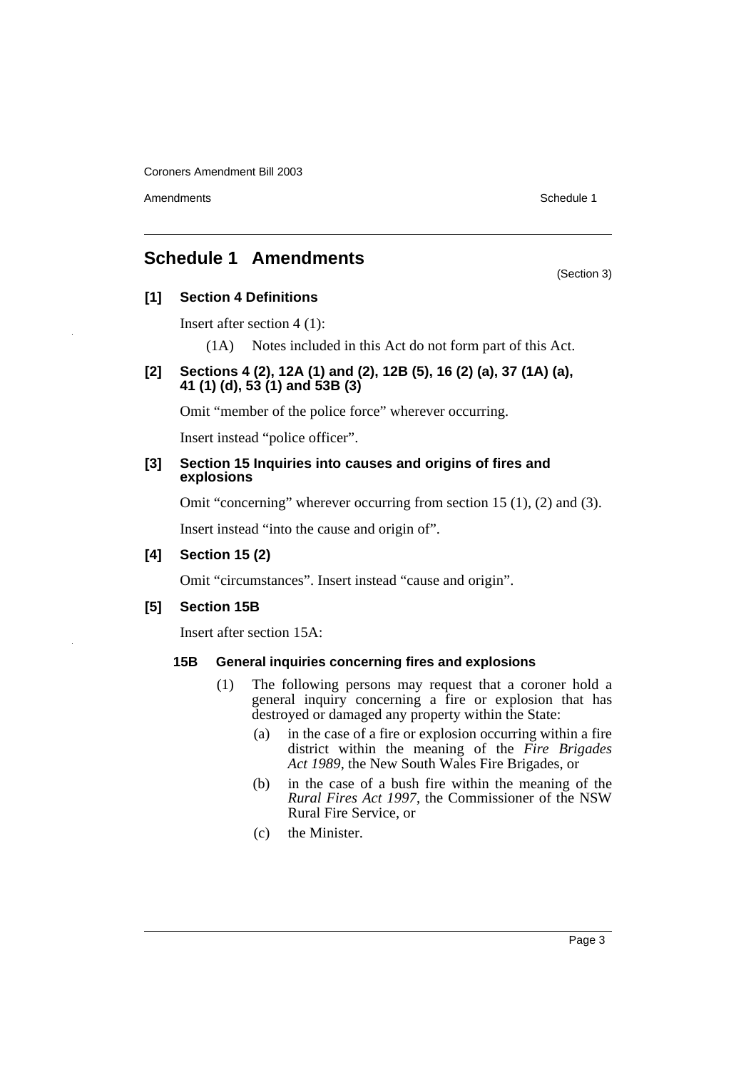# Schedule 1 Amendments

(Section 3)

### [1] Section 4 Definitions

Insert after section 4 (1):

(1A) Notes included in this Act do not form part of this Act.

### [2] Sections 4 (2), 12A (1) and (2), 12B (5), 16 (2) (a), 37 (1A) (a), 41 (1) (d), 53 (1) and 53B (3)

Omit "member of the police force" wherever occurring.

Insert instead "police officer".

### [3] Section 15 Inquiries into causes and origins of fires and explosions

Omit "concerning" wherever occurring from section 15 (1), (2) and (3).

Insert instead "into the cause and origin of".

### [4] Section 15 (2)

Omit "circumstances". Insert instead "cause and origin".

### [5] Section 15B

Insert after section 15A:

#### 15B General inquiries concerning fires and explosions

(1) The following persons may request that a coroner hold a general inquiry concerning a fire or explosion that has destroyed or damaged any property within the State:

(a) in the case of a fire or explosion occurring within a fire district within the meaning of the *Fire Brigades Act 1989*, the New South Wales Fire Brigades, or

(b) in the case of a bush fire within the meaning of the *Rural Fires Act 1997*, the Commissioner of the NSW Rural Fire Service, or

(c) the Minister.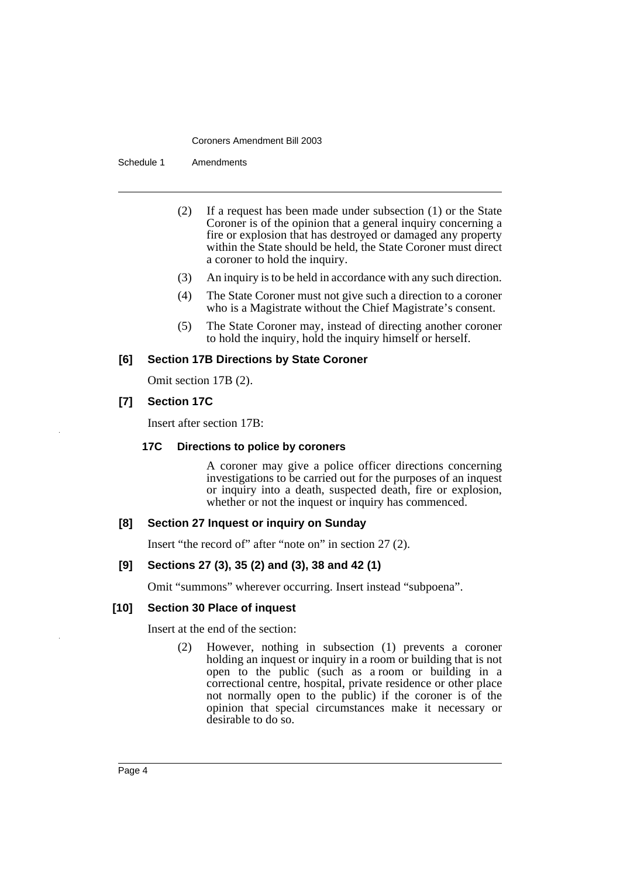(2) If a request has been made under subsection (1) or the State Coroner is of the opinion that a general inquiry concerning a fire or explosion that has destroyed or damaged any property within the State should be held, the State Coroner must direct a coroner to hold the inquiry.

(3) An inquiry is to be held in accordance with any such direction.

(4) The State Coroner must not give such a direction to a coroner who is a Magistrate without the Chief Magistrate's consent.

(5) The State Coroner may, instead of directing another coroner to hold the inquiry, hold the inquiry himself or herself.

### [6] Section 17B Directions by State Coroner

Omit section 17B (2).

### [7] Section 17C

Insert after section 17B:

#### 17C Directions to police by coroners

A coroner may give a police officer directions concerning investigations to be carried out for the purposes of an inquest or inquiry into a death, suspected death, fire or explosion, whether or not the inquest or inquiry has commenced.

### [8] Section 27 Inquest or inquiry on Sunday

Insert "the record of" after "note on" in section 27 (2).

### [9] Sections 27 (3), 35 (2) and (3), 38 and 42 (1)

Omit "summons" wherever occurring. Insert instead "subpoena".

### [10] Section 30 Place of inquest

Insert at the end of the section:

(2) However, nothing in subsection (1) prevents a coroner holding an inquest or inquiry in a room or building that is not open to the public (such as a room or building in a correctional centre, hospital, private residence or other place not normally open to the public) if the coroner is of the opinion that special circumstances make it necessary or desirable to do so.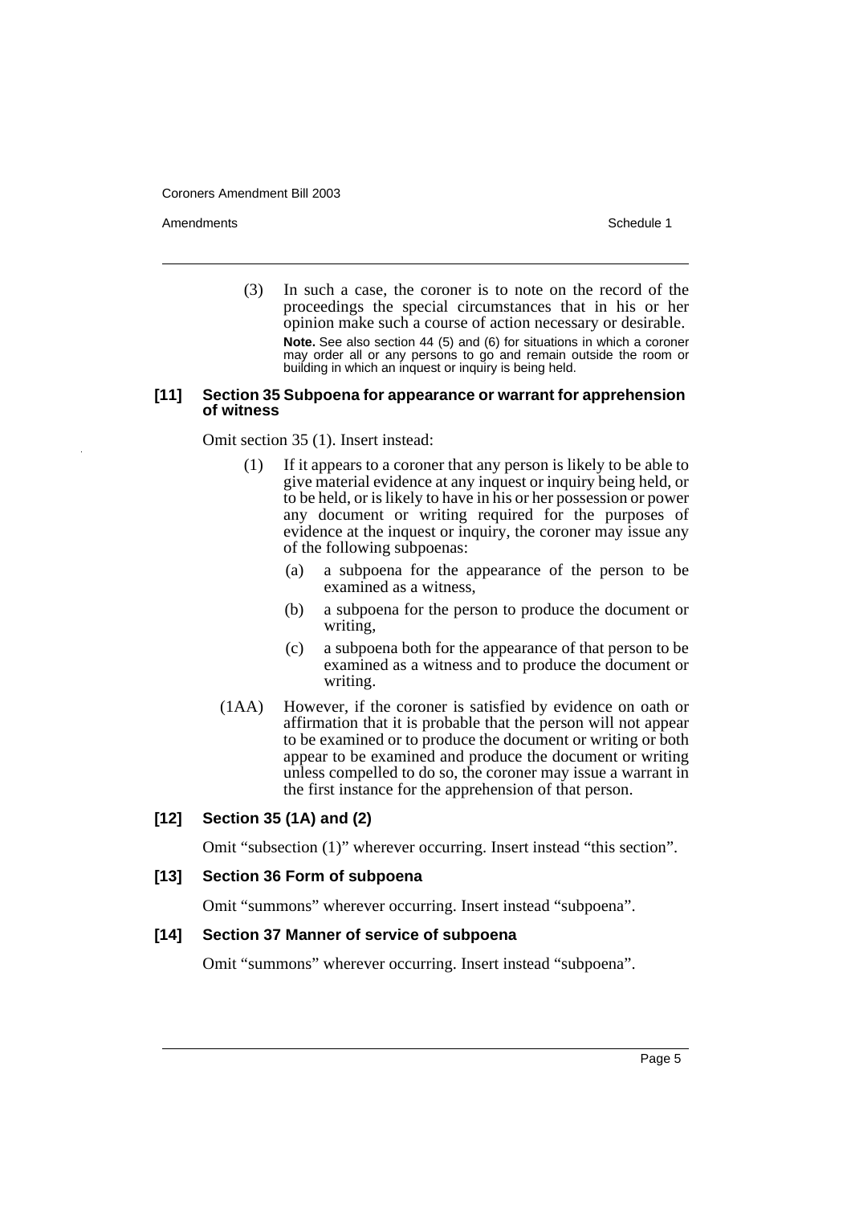(3) In such a case, the coroner is to note on the record of the proceedings the special circumstances that in his or her opinion make such a course of action necessary or desirable.

**Note.** See also section 44 (5) and (6) for situations in which a coroner may order all or any persons to go and remain outside the room or building in which an inquest or inquiry is being held.

### [11] Section 35 Subpoena for appearance or warrant for apprehension of witness

Omit section 35 (1). Insert instead:

(1) If it appears to a coroner that any person is likely to be able to give material evidence at any inquest or inquiry being held, or to be held, or is likely to have in his or her possession or power any document or writing required for the purposes of evidence at the inquest or inquiry, the coroner may issue any of the following subpoenas:

(a) a subpoena for the appearance of the person to be examined as a witness,

(b) a subpoena for the person to produce the document or writing,

(c) a subpoena both for the appearance of that person to be examined as a witness and to produce the document or writing.

(1AA) However, if the coroner is satisfied by evidence on oath or affirmation that it is probable that the person will not appear to be examined or to produce the document or writing or both appear to be examined and produce the document or writing unless compelled to do so, the coroner may issue a warrant in the first instance for the apprehension of that person.

### [12] Section 35 (1A) and (2)

Omit "subsection (1)" wherever occurring. Insert instead "this section".

### [13] Section 36 Form of subpoena

Omit "summons" wherever occurring. Insert instead "subpoena".

### [14] Section 37 Manner of service of subpoena

Omit "summons" wherever occurring. Insert instead "subpoena".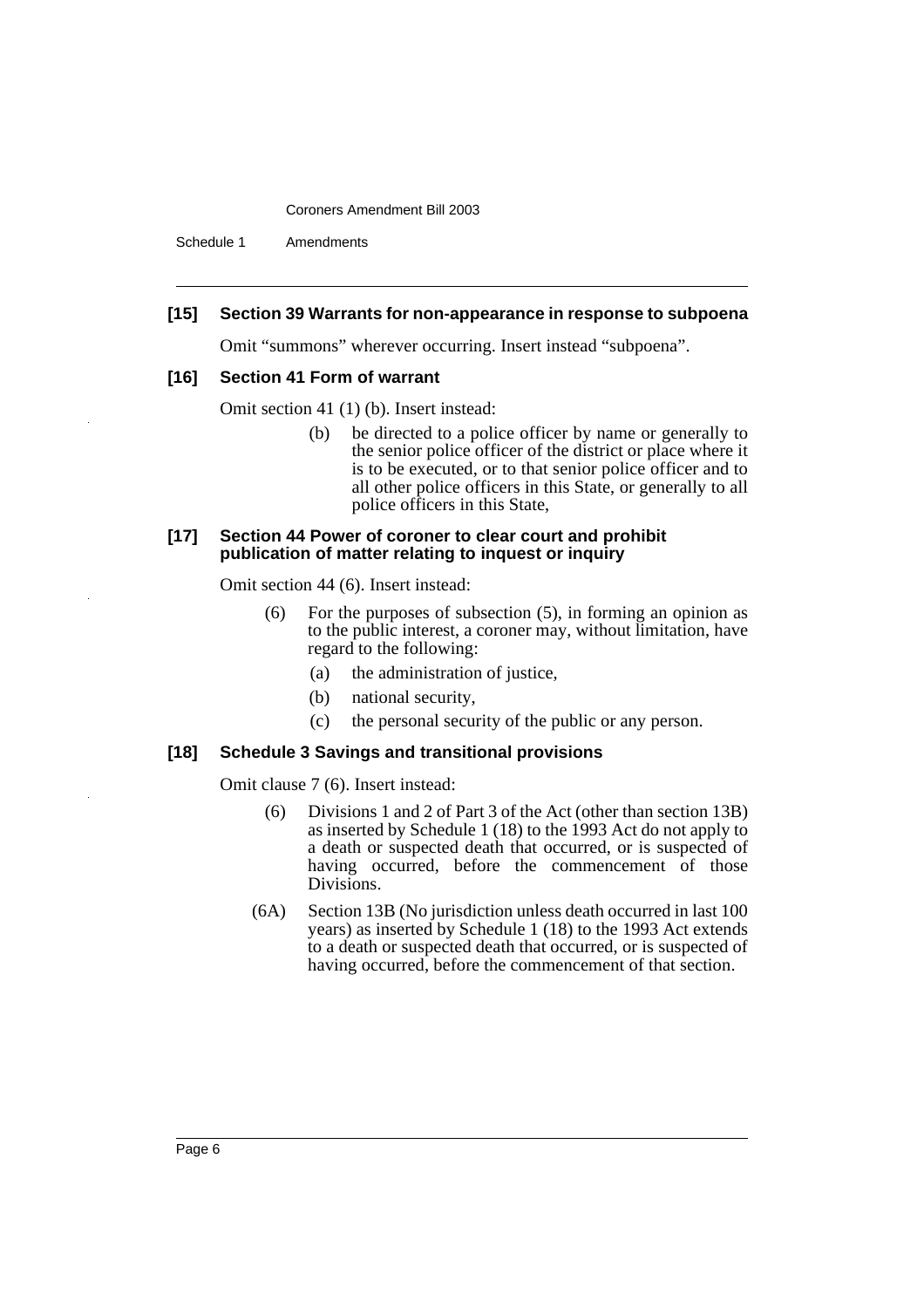#### [15] Section 39 Warrants for non-appearance in response to subpoena

Omit "summons" wherever occurring. Insert instead "subpoena".

#### [16] Section 41 Form of warrant

Omit section 41 (1) (b). Insert instead:

> (b) be directed to a police officer by name or generally to the senior police officer of the district or place where it is to be executed, or to that senior police officer and to all other police officers in this State, or generally to all police officers in this State,

#### [17] Section 44 Power of coroner to clear court and prohibit publication of matter relating to inquest or inquiry

Omit section 44 (6). Insert instead:

> (6) For the purposes of subsection (5), in forming an opinion as to the public interest, a coroner may, without limitation, have regard to the following:
>
> (a) the administration of justice,
>
> (b) national security,
>
> (c) the personal security of the public or any person.

#### [18] Schedule 3 Savings and transitional provisions

Omit clause 7 (6). Insert instead:

> (6) Divisions 1 and 2 of Part 3 of the Act (other than section 13B) as inserted by Schedule 1 (18) to the 1993 Act do not apply to a death or suspected death that occurred, or is suspected of having occurred, before the commencement of those Divisions.
>
> (6A) Section 13B (No jurisdiction unless death occurred in last 100 years) as inserted by Schedule 1 (18) to the 1993 Act extends to a death or suspected death that occurred, or is suspected of having occurred, before the commencement of that section.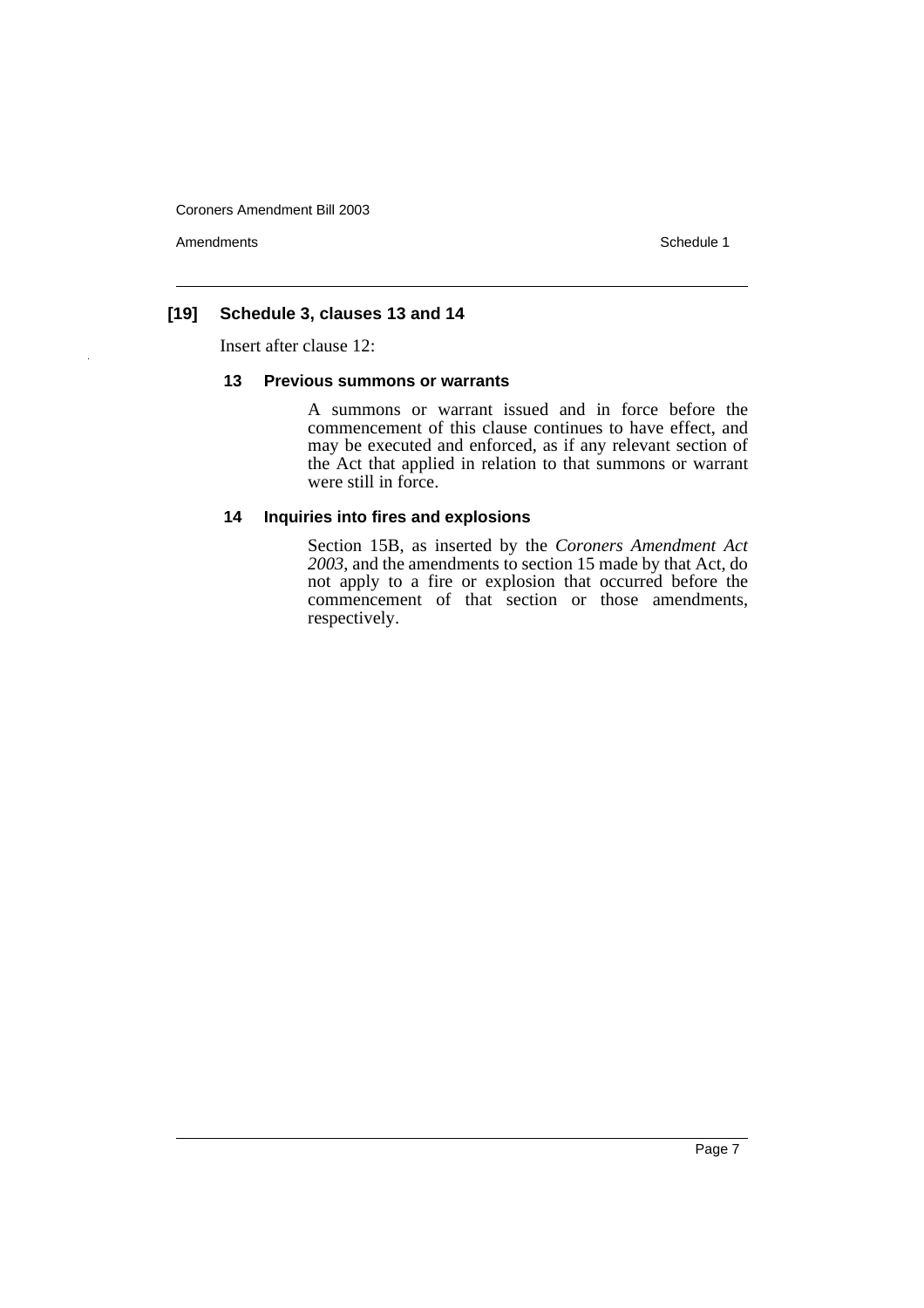### [19] Schedule 3, clauses 13 and 14

Insert after clause 12:

#### 13 Previous summons or warrants

A summons or warrant issued and in force before the commencement of this clause continues to have effect, and may be executed and enforced, as if any relevant section of the Act that applied in relation to that summons or warrant were still in force.

#### 14 Inquiries into fires and explosions

Section 15B, as inserted by the *Coroners Amendment Act 2003*, and the amendments to section 15 made by that Act, do not apply to a fire or explosion that occurred before the commencement of that section or those amendments, respectively.